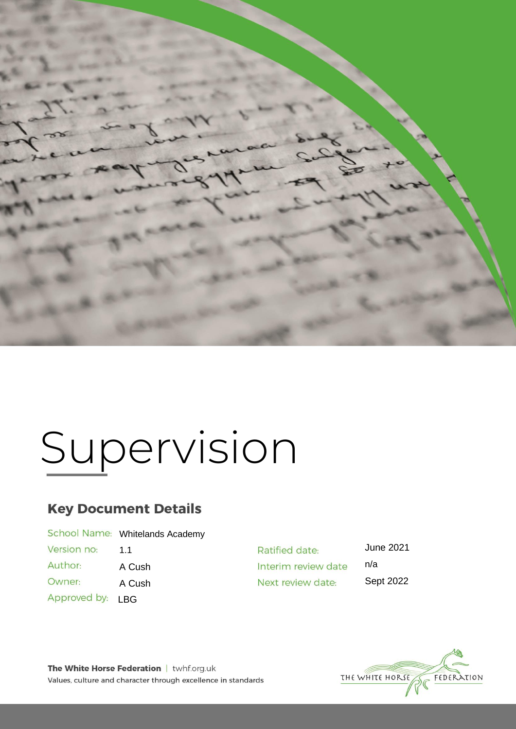# Supervision

## Key Document Details

| | | | |
|---|---|---|---|
| School Name: | Whitelands Academy | | |
| Version no: | 1.1 | Ratified date: | June 2021 |
| Author: | A Cush | Interim review date | n/a |
| Owner: | A Cush | Next review date: | Sept 2022 |
| Approved by: | LBG | | |

**The White Horse Federation** | twhf.org.uk
Values, culture and character through excellence in standards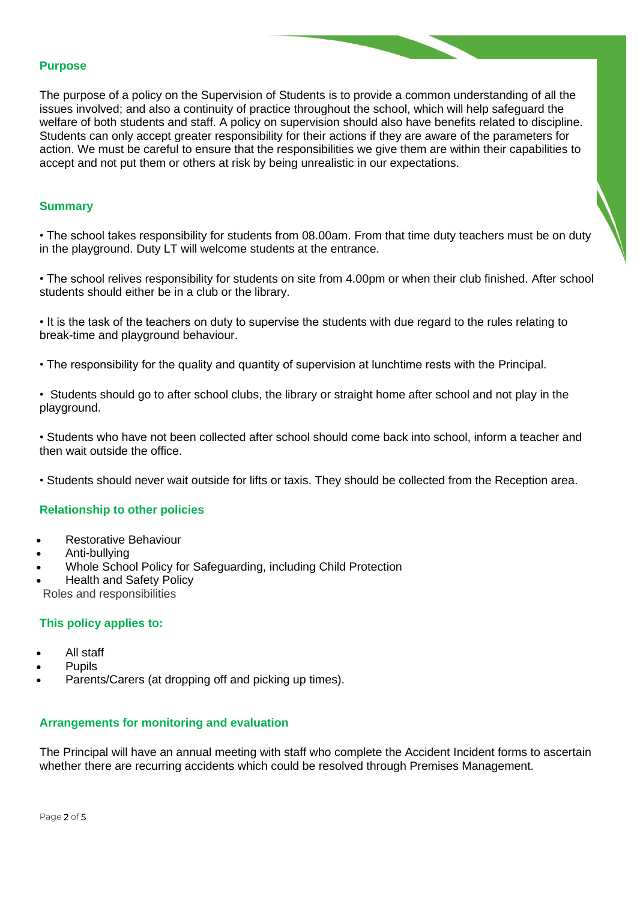## Purpose

The purpose of a policy on the Supervision of Students is to provide a common understanding of all the issues involved; and also a continuity of practice throughout the school, which will help safeguard the welfare of both students and staff. A policy on supervision should also have benefits related to discipline. Students can only accept greater responsibility for their actions if they are aware of the parameters for action. We must be careful to ensure that the responsibilities we give them are within their capabilities to accept and not put them or others at risk by being unrealistic in our expectations.

## Summary

• The school takes responsibility for students from 08.00am. From that time duty teachers must be on duty in the playground. Duty LT will welcome students at the entrance.

• The school relives responsibility for students on site from 4.00pm or when their club finished. After school students should either be in a club or the library.

• It is the task of the teachers on duty to supervise the students with due regard to the rules relating to break-time and playground behaviour.

• The responsibility for the quality and quantity of supervision at lunchtime rests with the Principal.

• Students should go to after school clubs, the library or straight home after school and not play in the playground.

• Students who have not been collected after school should come back into school, inform a teacher and then wait outside the office.

• Students should never wait outside for lifts or taxis. They should be collected from the Reception area.

## Relationship to other policies

- Restorative Behaviour
- Anti-bullying
- Whole School Policy for Safeguarding, including Child Protection
- Health and Safety Policy

Roles and responsibilities

## This policy applies to:

- All staff
- Pupils
- Parents/Carers (at dropping off and picking up times).

## Arrangements for monitoring and evaluation

The Principal will have an annual meeting with staff who complete the Accident Incident forms to ascertain whether there are recurring accidents which could be resolved through Premises Management.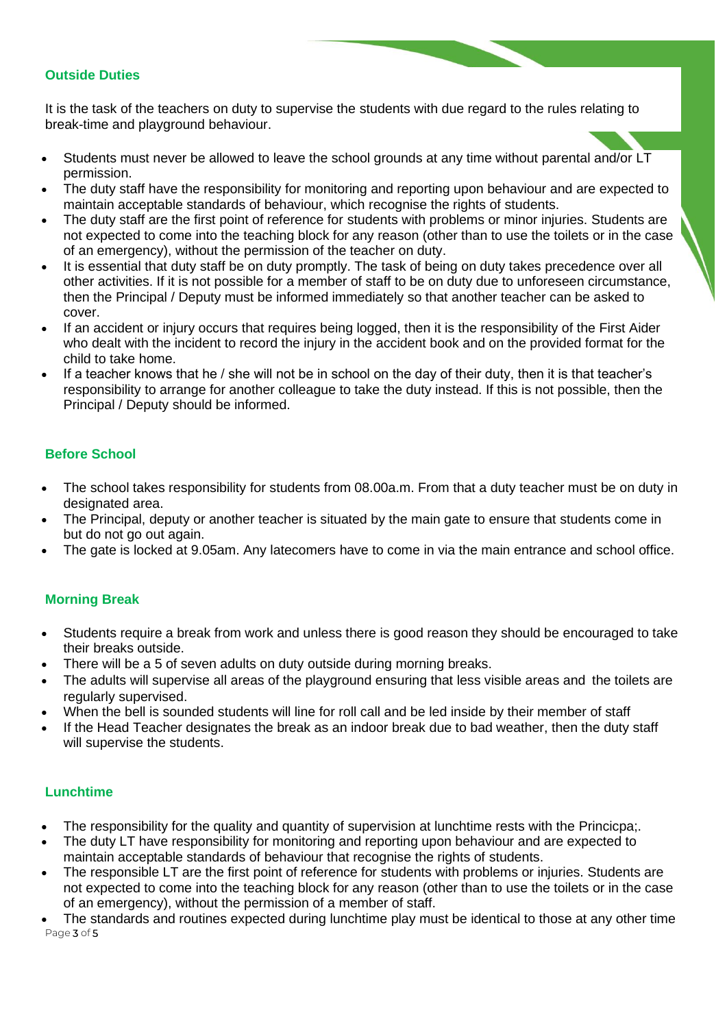## Outside Duties

It is the task of the teachers on duty to supervise the students with due regard to the rules relating to break-time and playground behaviour.

- Students must never be allowed to leave the school grounds at any time without parental and/or LT permission.
- The duty staff have the responsibility for monitoring and reporting upon behaviour and are expected to maintain acceptable standards of behaviour, which recognise the rights of students.
- The duty staff are the first point of reference for students with problems or minor injuries. Students are not expected to come into the teaching block for any reason (other than to use the toilets or in the case of an emergency), without the permission of the teacher on duty.
- It is essential that duty staff be on duty promptly. The task of being on duty takes precedence over all other activities. If it is not possible for a member of staff to be on duty due to unforeseen circumstance, then the Principal / Deputy must be informed immediately so that another teacher can be asked to cover.
- If an accident or injury occurs that requires being logged, then it is the responsibility of the First Aider who dealt with the incident to record the injury in the accident book and on the provided format for the child to take home.
- If a teacher knows that he / she will not be in school on the day of their duty, then it is that teacher's responsibility to arrange for another colleague to take the duty instead. If this is not possible, then the Principal / Deputy should be informed.

## Before School

- The school takes responsibility for students from 08.00a.m. From that a duty teacher must be on duty in designated area.
- The Principal, deputy or another teacher is situated by the main gate to ensure that students come in but do not go out again.
- The gate is locked at 9.05am. Any latecomers have to come in via the main entrance and school office.

## Morning Break

- Students require a break from work and unless there is good reason they should be encouraged to take their breaks outside.
- There will be a 5 of seven adults on duty outside during morning breaks.
- The adults will supervise all areas of the playground ensuring that less visible areas and the toilets are regularly supervised.
- When the bell is sounded students will line for roll call and be led inside by their member of staff
- If the Head Teacher designates the break as an indoor break due to bad weather, then the duty staff will supervise the students.

## Lunchtime

- The responsibility for the quality and quantity of supervision at lunchtime rests with the Princicpa;.
- The duty LT have responsibility for monitoring and reporting upon behaviour and are expected to maintain acceptable standards of behaviour that recognise the rights of students.
- The responsible LT are the first point of reference for students with problems or injuries. Students are not expected to come into the teaching block for any reason (other than to use the toilets or in the case of an emergency), without the permission of a member of staff.
- The standards and routines expected during lunchtime play must be identical to those at any other time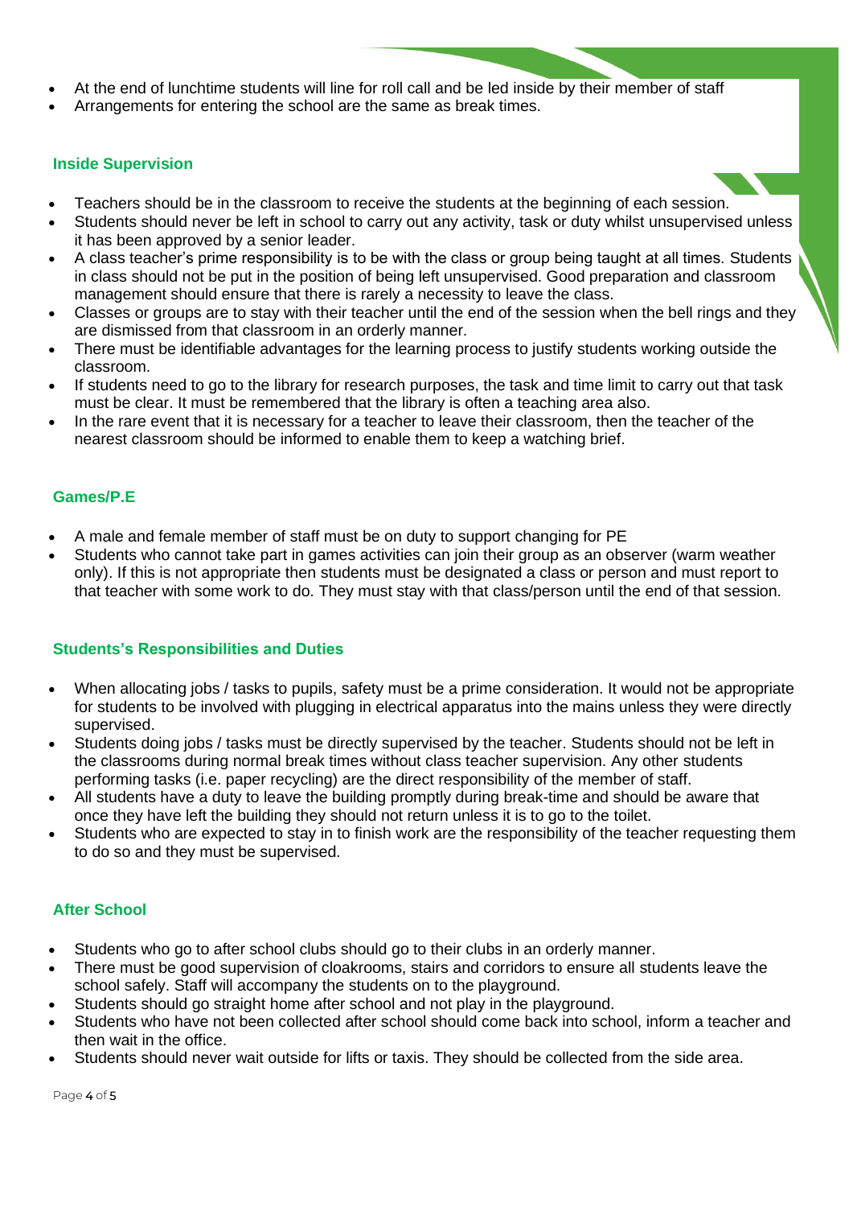- At the end of lunchtime students will line for roll call and be led inside by their member of staff
- Arrangements for entering the school are the same as break times.

## Inside Supervision

- Teachers should be in the classroom to receive the students at the beginning of each session.
- Students should never be left in school to carry out any activity, task or duty whilst unsupervised unless it has been approved by a senior leader.
- A class teacher's prime responsibility is to be with the class or group being taught at all times. Students in class should not be put in the position of being left unsupervised. Good preparation and classroom management should ensure that there is rarely a necessity to leave the class.
- Classes or groups are to stay with their teacher until the end of the session when the bell rings and they are dismissed from that classroom in an orderly manner.
- There must be identifiable advantages for the learning process to justify students working outside the classroom.
- If students need to go to the library for research purposes, the task and time limit to carry out that task must be clear. It must be remembered that the library is often a teaching area also.
- In the rare event that it is necessary for a teacher to leave their classroom, then the teacher of the nearest classroom should be informed to enable them to keep a watching brief.

## Games/P.E

- A male and female member of staff must be on duty to support changing for PE
- Students who cannot take part in games activities can join their group as an observer (warm weather only). If this is not appropriate then students must be designated a class or person and must report to that teacher with some work to do. They must stay with that class/person until the end of that session.

## Students's Responsibilities and Duties

- When allocating jobs / tasks to pupils, safety must be a prime consideration. It would not be appropriate for students to be involved with plugging in electrical apparatus into the mains unless they were directly supervised.
- Students doing jobs / tasks must be directly supervised by the teacher. Students should not be left in the classrooms during normal break times without class teacher supervision. Any other students performing tasks (i.e. paper recycling) are the direct responsibility of the member of staff.
- All students have a duty to leave the building promptly during break-time and should be aware that once they have left the building they should not return unless it is to go to the toilet.
- Students who are expected to stay in to finish work are the responsibility of the teacher requesting them to do so and they must be supervised.

## After School

- Students who go to after school clubs should go to their clubs in an orderly manner.
- There must be good supervision of cloakrooms, stairs and corridors to ensure all students leave the school safely. Staff will accompany the students on to the playground.
- Students should go straight home after school and not play in the playground.
- Students who have not been collected after school should come back into school, inform a teacher and then wait in the office.
- Students should never wait outside for lifts or taxis. They should be collected from the side area.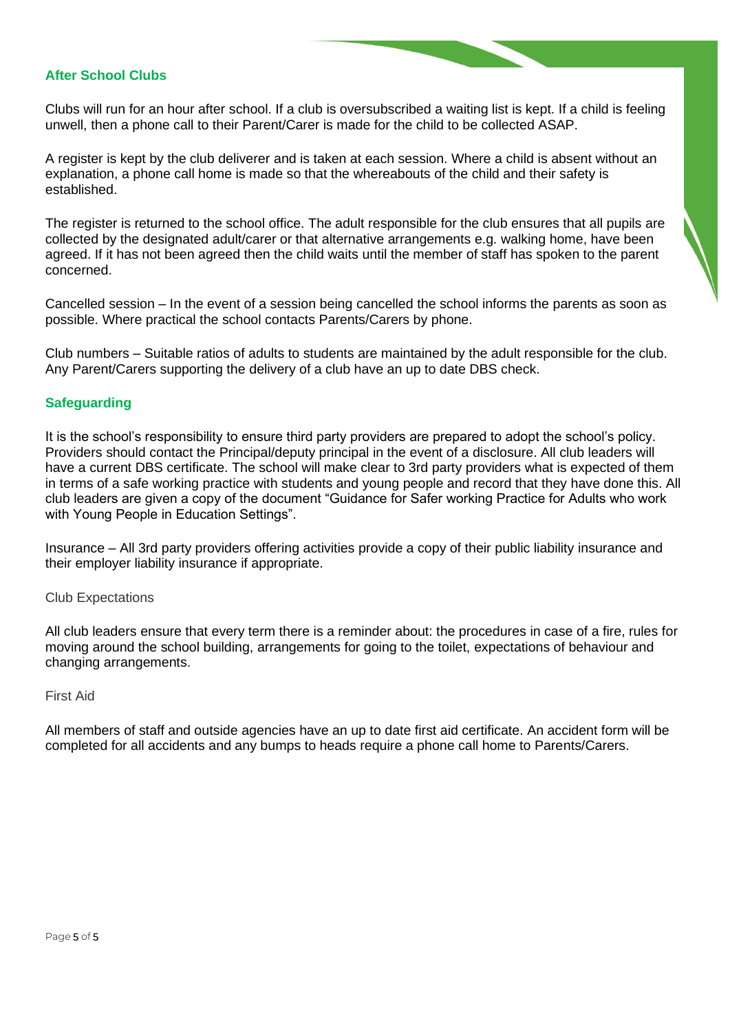## After School Clubs

Clubs will run for an hour after school. If a club is oversubscribed a waiting list is kept. If a child is feeling unwell, then a phone call to their Parent/Carer is made for the child to be collected ASAP.

A register is kept by the club deliverer and is taken at each session. Where a child is absent without an explanation, a phone call home is made so that the whereabouts of the child and their safety is established.

The register is returned to the school office. The adult responsible for the club ensures that all pupils are collected by the designated adult/carer or that alternative arrangements e.g. walking home, have been agreed. If it has not been agreed then the child waits until the member of staff has spoken to the parent concerned.

Cancelled session – In the event of a session being cancelled the school informs the parents as soon as possible. Where practical the school contacts Parents/Carers by phone.

Club numbers – Suitable ratios of adults to students are maintained by the adult responsible for the club. Any Parent/Carers supporting the delivery of a club have an up to date DBS check.

## Safeguarding

It is the school's responsibility to ensure third party providers are prepared to adopt the school's policy. Providers should contact the Principal/deputy principal in the event of a disclosure. All club leaders will have a current DBS certificate. The school will make clear to 3rd party providers what is expected of them in terms of a safe working practice with students and young people and record that they have done this. All club leaders are given a copy of the document "Guidance for Safer working Practice for Adults who work with Young People in Education Settings".

Insurance – All 3rd party providers offering activities provide a copy of their public liability insurance and their employer liability insurance if appropriate.

### Club Expectations

All club leaders ensure that every term there is a reminder about: the procedures in case of a fire, rules for moving around the school building, arrangements for going to the toilet, expectations of behaviour and changing arrangements.

### First Aid

All members of staff and outside agencies have an up to date first aid certificate. An accident form will be completed for all accidents and any bumps to heads require a phone call home to Parents/Carers.